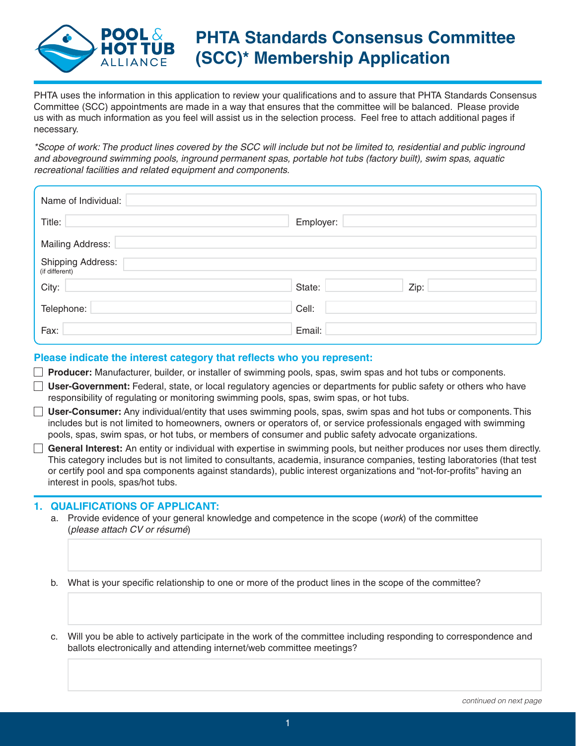# PHTA Standards Consensus Committee (SCC)* Membership Application

PHTA uses the information in this application to review your qualifications and to assure that PHTA Standards Consensus Committee (SCC) appointments are made in a way that ensures that the committee will be balanced. Please provide us with as much information as you feel will assist us in the selection process. Feel free to attach additional pages if necessary.

*\*Scope of work: The product lines covered by the SCC will include but not be limited to, residential and public inground and aboveground swimming pools, inground permanent spas, portable hot tubs (factory built), swim spas, aquatic recreational facilities and related equipment and components.*

Name of Individual:

Title: Employer:

Mailing Address:

Shipping Address: (if different)

City: State: Zip:

Telephone: Cell:

Fax: Email:

**Please indicate the interest category that reflects who you represent:**

- ☐ **Producer:** Manufacturer, builder, or installer of swimming pools, spas, swim spas and hot tubs or components.
- ☐ **User-Government:** Federal, state, or local regulatory agencies or departments for public safety or others who have responsibility of regulating or monitoring swimming pools, spas, swim spas, or hot tubs.
- ☐ **User-Consumer:** Any individual/entity that uses swimming pools, spas, swim spas and hot tubs or components. This includes but is not limited to homeowners, owners or operators of, or service professionals engaged with swimming pools, spas, swim spas, or hot tubs, or members of consumer and public safety advocate organizations.
- ☐ **General Interest:** An entity or individual with expertise in swimming pools, but neither produces nor uses them directly. This category includes but is not limited to consultants, academia, insurance companies, testing laboratories (that test or certify pool and spa components against standards), public interest organizations and "not-for-profits" having an interest in pools, spas/hot tubs.

## 1. QUALIFICATIONS OF APPLICANT:

a. Provide evidence of your general knowledge and competence in the scope (*work*) of the committee (*please attach CV or résumé*)

b. What is your specific relationship to one or more of the product lines in the scope of the committee?

c. Will you be able to actively participate in the work of the committee including responding to correspondence and ballots electronically and attending internet/web committee meetings?

*continued on next page*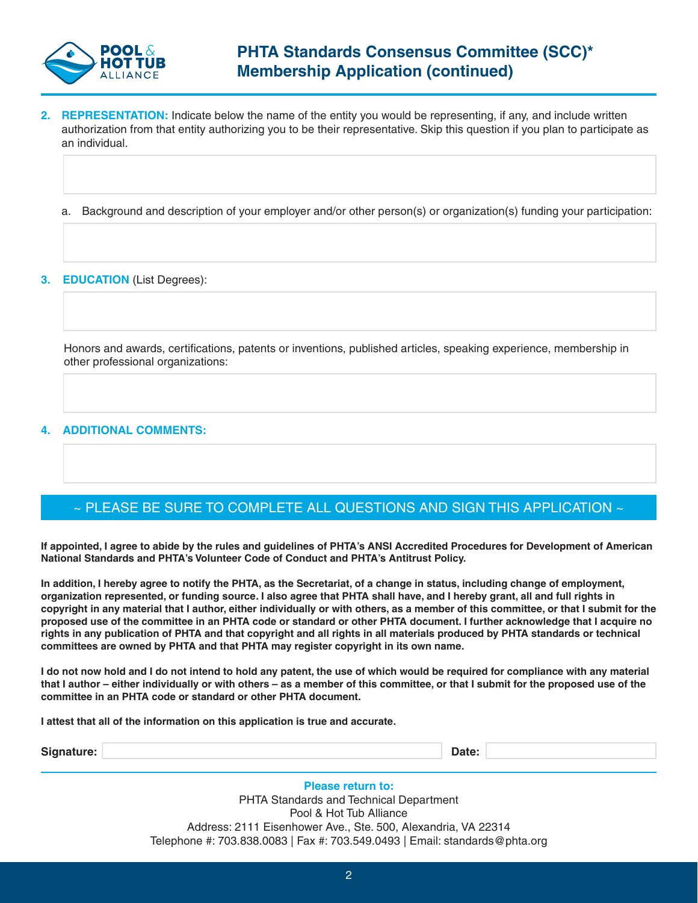# PHTA Standards Consensus Committee (SCC)* Membership Application (continued)

2. **REPRESENTATION:** Indicate below the name of the entity you would be representing, if any, and include written authorization from that entity authorizing you to be their representative. Skip this question if you plan to participate as an individual.

   a. Background and description of your employer and/or other person(s) or organization(s) funding your participation:

3. **EDUCATION** (List Degrees):

   Honors and awards, certifications, patents or inventions, published articles, speaking experience, membership in other professional organizations:

4. **ADDITIONAL COMMENTS:**

~ PLEASE BE SURE TO COMPLETE ALL QUESTIONS AND SIGN THIS APPLICATION ~

**If appointed, I agree to abide by the rules and guidelines of PHTA's ANSI Accredited Procedures for Development of American National Standards and PHTA's Volunteer Code of Conduct and PHTA's Antitrust Policy.**

**In addition, I hereby agree to notify the PHTA, as the Secretariat, of a change in status, including change of employment, organization represented, or funding source. I also agree that PHTA shall have, and I hereby grant, all and full rights in copyright in any material that I author, either individually or with others, as a member of this committee, or that I submit for the proposed use of the committee in an PHTA code or standard or other PHTA document. I further acknowledge that I acquire no rights in any publication of PHTA and that copyright and all rights in all materials produced by PHTA standards or technical committees are owned by PHTA and that PHTA may register copyright in its own name.**

**I do not now hold and I do not intend to hold any patent, the use of which would be required for compliance with any material that I author – either individually or with others – as a member of this committee, or that I submit for the proposed use of the committee in an PHTA code or standard or other PHTA document.**

**I attest that all of the information on this application is true and accurate.**

**Signature:** ________________ **Date:** ________

**Please return to:**

PHTA Standards and Technical Department
Pool & Hot Tub Alliance
Address: 2111 Eisenhower Ave., Ste. 500, Alexandria, VA 22314
Telephone #: 703.838.0083 | Fax #: 703.549.0493 | Email: standards@phta.org